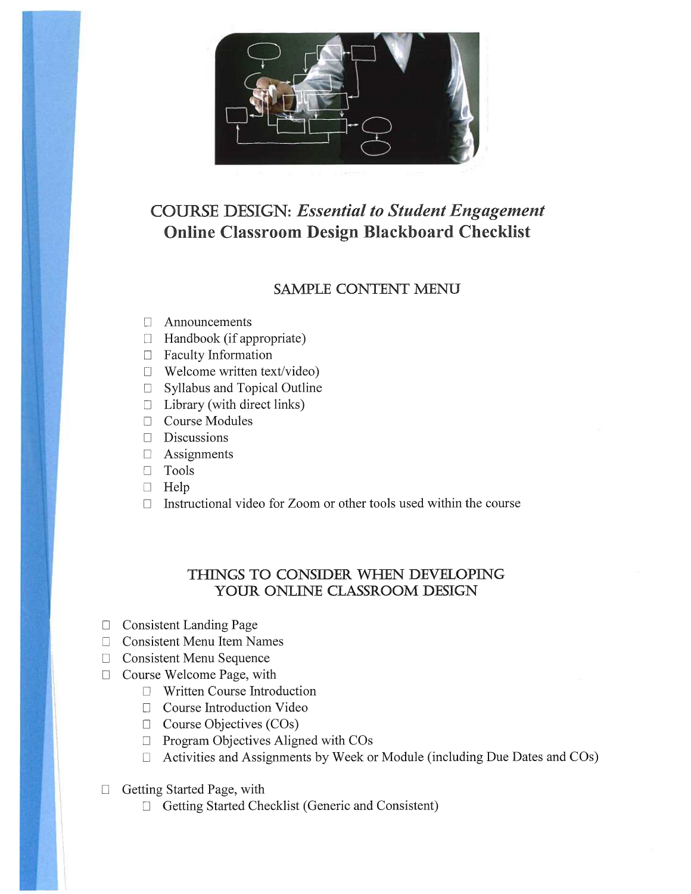# COURSE DESIGN: *Essential to Student Engagement*
# Online Classroom Design Blackboard Checklist

## SAMPLE CONTENT MENU

- ☐ Announcements
- ☐ Handbook (if appropriate)
- ☐ Faculty Information
- ☐ Welcome written text/video)
- ☐ Syllabus and Topical Outline
- ☐ Library (with direct links)
- ☐ Course Modules
- ☐ Discussions
- ☐ Assignments
- ☐ Tools
- ☐ Help
- ☐ Instructional video for Zoom or other tools used within the course

## THINGS TO CONSIDER WHEN DEVELOPING YOUR ONLINE CLASSROOM DESIGN

- ☐ Consistent Landing Page
- ☐ Consistent Menu Item Names
- ☐ Consistent Menu Sequence
- ☐ Course Welcome Page, with
  - ☐ Written Course Introduction
  - ☐ Course Introduction Video
  - ☐ Course Objectives (COs)
  - ☐ Program Objectives Aligned with COs
  - ☐ Activities and Assignments by Week or Module (including Due Dates and COs)

- ☐ Getting Started Page, with
  - ☐ Getting Started Checklist (Generic and Consistent)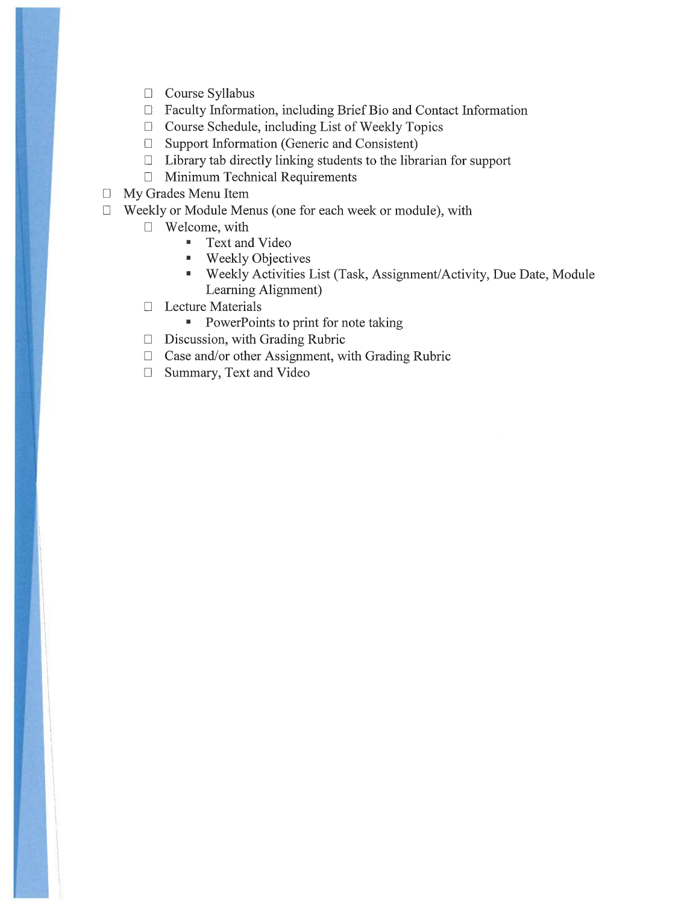- ☐ Course Syllabus
  - ☐ Faculty Information, including Brief Bio and Contact Information
  - ☐ Course Schedule, including List of Weekly Topics
  - ☐ Support Information (Generic and Consistent)
  - ☐ Library tab directly linking students to the librarian for support
  - ☐ Minimum Technical Requirements
- ☐ My Grades Menu Item
- ☐ Weekly or Module Menus (one for each week or module), with
  - ☐ Welcome, with
    - Text and Video
    - Weekly Objectives
    - Weekly Activities List (Task, Assignment/Activity, Due Date, Module Learning Alignment)
  - ☐ Lecture Materials
    - PowerPoints to print for note taking
  - ☐ Discussion, with Grading Rubric
  - ☐ Case and/or other Assignment, with Grading Rubric
  - ☐ Summary, Text and Video